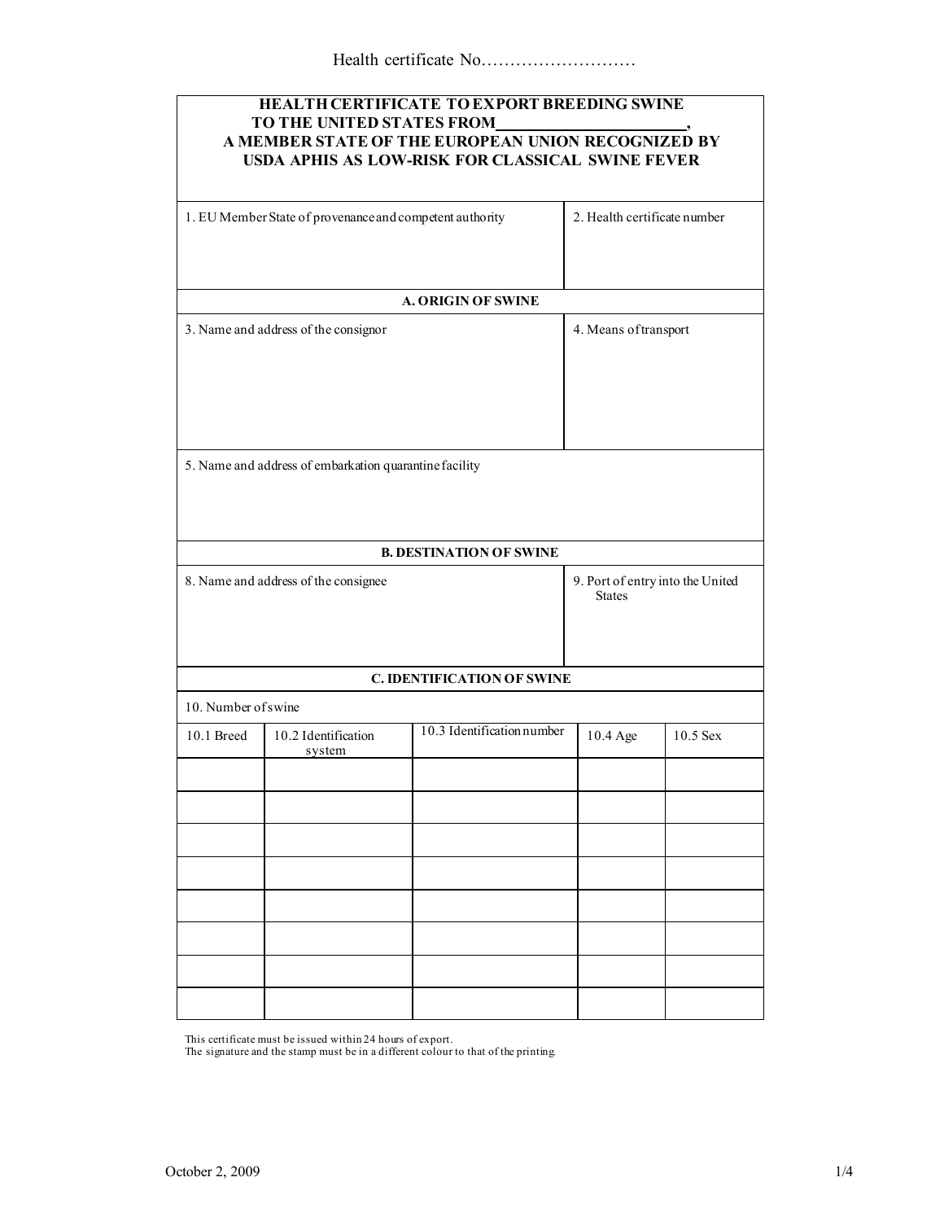Health certificate No………………………

# HEALTH CERTIFICATE TO EXPORT BREEDING SWINE TO THE UNITED STATES FROM________________________, A MEMBER STATE OF THE EUROPEAN UNION RECOGNIZED BY USDA APHIS AS LOW-RISK FOR CLASSICAL SWINE FEVER

| 1. EU Member State of provenance and competent authority | 2. Health certificate number |
|---|---|
| | |

## A. ORIGIN OF SWINE

| 3. Name and address of the consignor | 4. Means of transport |
|---|---|
| | |

5. Name and address of embarkation quarantine facility

## B. DESTINATION OF SWINE

| 8. Name and address of the consignee | 9. Port of entry into the United States |
|---|---|
| | |

## C. IDENTIFICATION OF SWINE

10. Number of swine

| 10.1 Breed | 10.2 Identification system | 10.3 Identification number | 10.4 Age | 10.5 Sex |
|---|---|---|---|---|
| | | | | |
| | | | | |
| | | | | |
| | | | | |
| | | | | |
| | | | | |
| | | | | |
| | | | | |

This certificate must be issued within 24 hours of export.
The signature and the stamp must be in a different colour to that of the printing.

October 2, 2009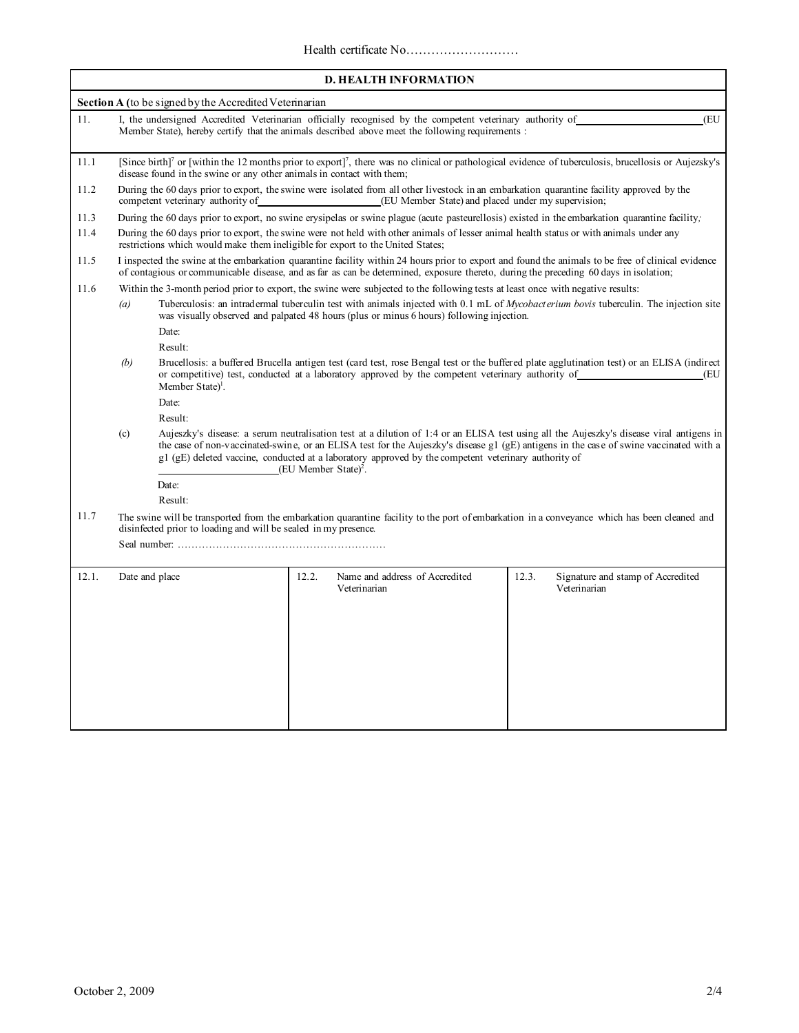Health certificate No………………………

## D. HEALTH INFORMATION

**Section A (**to be signed by the Accredited Veterinarian

11. I, the undersigned Accredited Veterinarian officially recognised by the competent veterinary authority of ______________________ (EU Member State), hereby certify that the animals described above meet the following requirements :

11.1 [Since birth][7] or [within the 12 months prior to export][7], there was no clinical or pathological evidence of tuberculosis, brucellosis or Aujezsky's disease found in the swine or any other animals in contact with them;

11.2 During the 60 days prior to export, the swine were isolated from all other livestock in an embarkation quarantine facility approved by the competent veterinary authority of ______________________ (EU Member State) and placed under my supervision;

11.3 During the 60 days prior to export, no swine erysipelas or swine plague (acute pasteurellosis) existed in the embarkation quarantine facility;

11.4 During the 60 days prior to export, the swine were not held with other animals of lesser animal health status or with animals under any restrictions which would make them ineligible for export to the United States;

11.5 I inspected the swine at the embarkation quarantine facility within 24 hours prior to export and found the animals to be free of clinical evidence of contagious or communicable disease, and as far as can be determined, exposure thereto, during the preceding 60 days in isolation;

11.6 Within the 3-month period prior to export, the swine were subjected to the following tests at least once with negative results:

*(a)* Tuberculosis: an intradermal tuberculin test with animals injected with 0.1 mL of *Mycobacterium bovis* tuberculin. The injection site was visually observed and palpated 48 hours (plus or minus 6 hours) following injection.

Date:

Result:

*(b)* Brucellosis: a buffered Brucella antigen test (card test, rose Bengal test or the buffered plate agglutination test) or an ELISA (indirect or competitive) test, conducted at a laboratory approved by the competent veterinary authority of ______________________ (EU Member State)[1].

Date:

Result:

(c) Aujeszky's disease: a serum neutralisation test at a dilution of 1:4 or an ELISA test using all the Aujeszky's disease viral antigens in the case of non-vaccinated-swine, or an ELISA test for the Aujeszky's disease g1 (gE) antigens in the case of swine vaccinated with a g1 (gE) deleted vaccine, conducted at a laboratory approved by the competent veterinary authority of ______________________ (EU Member State)[2].

Date:

Result:

11.7 The swine will be transported from the embarkation quarantine facility to the port of embarkation in a conveyance which has been cleaned and disinfected prior to loading and will be sealed in my presence.

Seal number: ……………………………………………………

| 12.1. Date and place | 12.2. Name and address of Accredited Veterinarian | 12.3. Signature and stamp of Accredited Veterinarian |
|---|---|---|
| | | |

October 2, 2009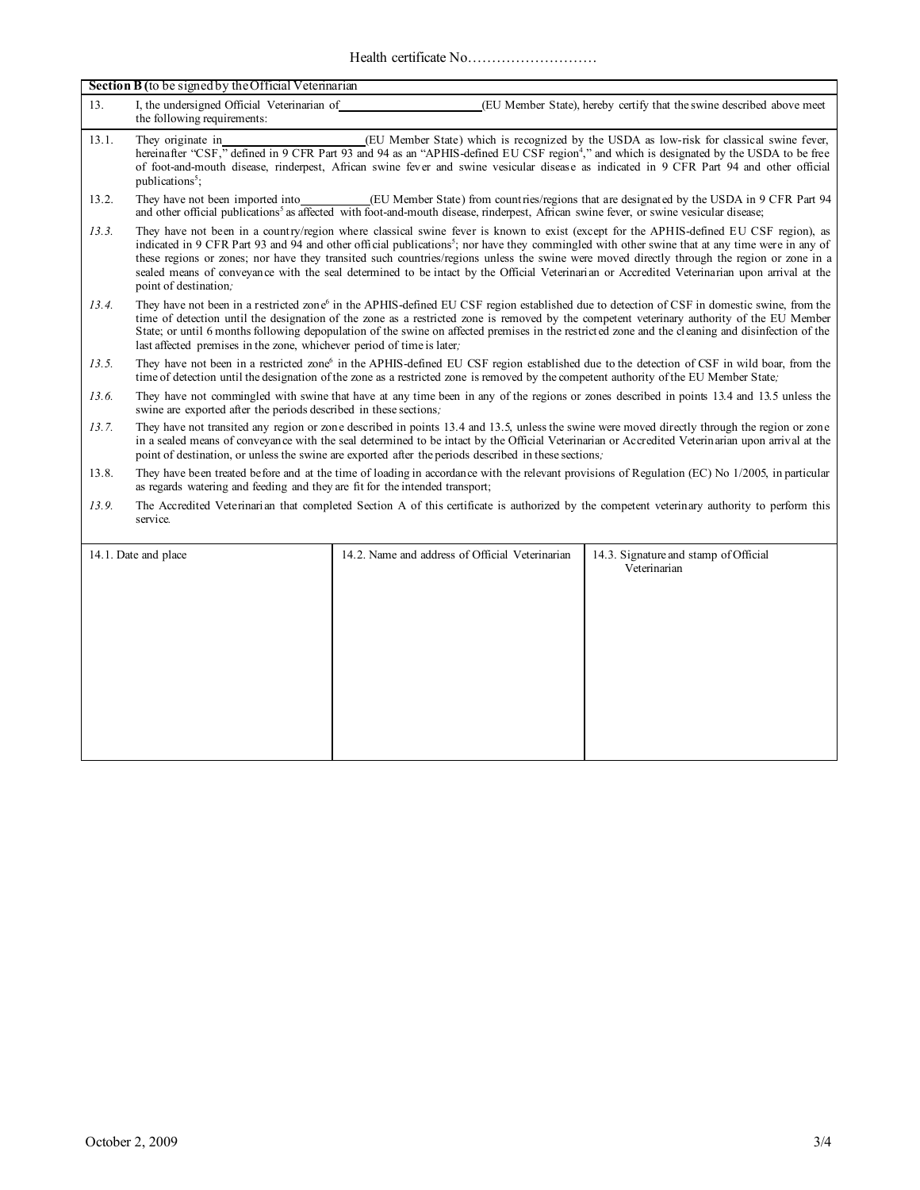Health certificate No………………………

| **Section B** (to be signed by the Official Veterinarian | |
|---|---|
| 13. | I, the undersigned Official Veterinarian of \_\_\_\_\_\_\_\_\_\_\_\_\_\_\_\_\_\_\_\_\_\_\_ (EU Member State), hereby certify that the swine described above meet the following requirements: |
| 13.1. | They originate in \_\_\_\_\_\_\_\_\_\_\_\_\_\_\_\_\_\_\_\_\_\_\_ (EU Member State) which is recognized by the USDA as low-risk for classical swine fever, hereinafter "CSF," defined in 9 CFR Part 93 and 94 as an "APHIS-defined EU CSF region[4]," and which is designated by the USDA to be free of foot-and-mouth disease, rinderpest, African swine fever and swine vesicular disease as indicated in 9 CFR Part 94 and other official publications[5]; |
| 13.2. | They have not been imported into \_\_\_\_\_\_\_\_\_\_\_ (EU Member State) from countries/regions that are designated by the USDA in 9 CFR Part 94 and other official publications[5] as affected with foot-and-mouth disease, rinderpest, African swine fever, or swine vesicular disease; |
| *13.3.* | They have not been in a country/region where classical swine fever is known to exist (except for the APHIS-defined EU CSF region), as indicated in 9 CFR Part 93 and 94 and other official publications[5]; nor have they commingled with other swine that at any time were in any of these regions or zones; nor have they transited such countries/regions unless the swine were moved directly through the region or zone in a sealed means of conveyance with the seal determined to be intact by the Official Veterinarian or Accredited Veterinarian upon arrival at the point of destination*;* |
| *13.4.* | They have not been in a restricted zone[6] in the APHIS-defined EU CSF region established due to detection of CSF in domestic swine, from the time of detection until the designation of the zone as a restricted zone is removed by the competent veterinary authority of the EU Member State; or until 6 months following depopulation of the swine on affected premises in the restricted zone and the cleaning and disinfection of the last affected premises in the zone, whichever period of time is later*;* |
| *13.5.* | They have not been in a restricted zone[6] in the APHIS-defined EU CSF region established due to the detection of CSF in wild boar, from the time of detection until the designation of the zone as a restricted zone is removed by the competent authority of the EU Member State*;* |
| *13.6.* | They have not commingled with swine that have at any time been in any of the regions or zones described in points 13.4 and 13.5 unless the swine are exported after the periods described in these sections*;* |
| *13.7.* | They have not transited any region or zone described in points 13.4 and 13.5, unless the swine were moved directly through the region or zone in a sealed means of conveyance with the seal determined to be intact by the Official Veterinarian or Accredited Veterinarian upon arrival at the point of destination, or unless the swine are exported after the periods described in these sections*;* |
| 13.8. | They have been treated before and at the time of loading in accordance with the relevant provisions of Regulation (EC) No 1/2005, in particular as regards watering and feeding and they are fit for the intended transport; |
| *13.9.* | The Accredited Veterinarian that completed Section A of this certificate is authorized by the competent veterinary authority to perform this service. |

| 14.1. Date and place | 14.2. Name and address of Official Veterinarian | 14.3. Signature and stamp of Official Veterinarian |
|---|---|---|
| | | |

October 2, 2009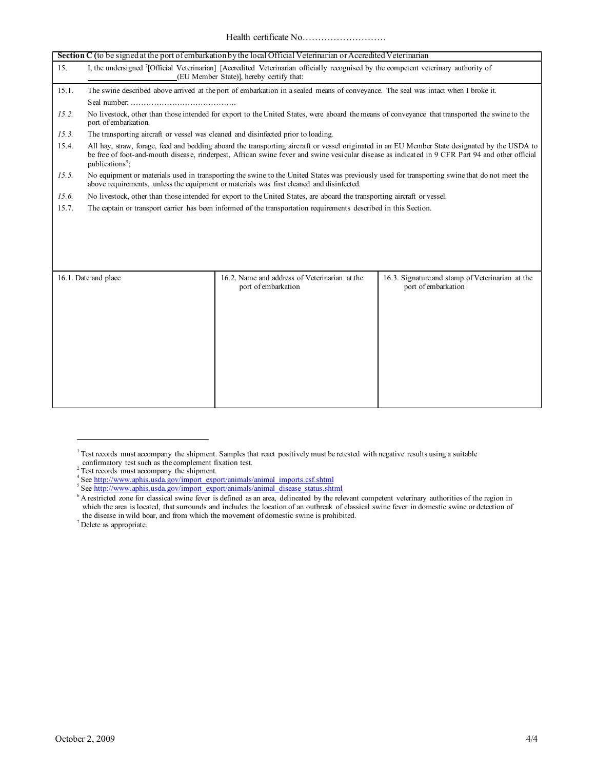Health certificate No………………………

**Section C (**to be signed at the port of embarkation by the local Official Veterinarian or Accredited Veterinarian

| | |
|---|---|
| 15. | I, the undersigned [7][Official Veterinarian] [Accredited Veterinarian officially recognised by the competent veterinary authority of \_\_\_\_\_\_\_\_\_\_\_\_\_\_\_\_\_\_\_\_\_\_\_(EU Member State)], hereby certify that: |
| 15.1. | The swine described above arrived at the port of embarkation in a sealed means of conveyance. The seal was intact when I broke it. Seal number: …………………………………. |
| *15.2.* | No livestock, other than those intended for export to the United States, were aboard the means of conveyance that transported the swine to the port of embarkation. |
| *15.3.* | The transporting aircraft or vessel was cleaned and disinfected prior to loading. |
| 15.4. | All hay, straw, forage, feed and bedding aboard the transporting aircraft or vessel originated in an EU Member State designated by the USDA to be free of foot-and-mouth disease, rinderpest, African swine fever and swine vesicular disease as indicated in 9 CFR Part 94 and other official publications[5]; |
| *15.5.* | No equipment or materials used in transporting the swine to the United States was previously used for transporting swine that do not meet the above requirements, unless the equipment or materials was first cleaned and disinfected. |
| *15.6.* | No livestock, other than those intended for export to the United States, are aboard the transporting aircraft or vessel. |
| 15.7. | The captain or transport carrier has been informed of the transportation requirements described in this Section. |

| 16.1. Date and place | 16.2. Name and address of Veterinarian at the port of embarkation | 16.3. Signature and stamp of Veterinarian at the port of embarkation |
|---|---|---|
| | | |

---

[1] Test records must accompany the shipment. Samples that react positively must be retested with negative results using a suitable confirmatory test such as the complement fixation test.
[2] Test records must accompany the shipment.
[4] See http://www.aphis.usda.gov/import_export/animals/animal_imports.csf.shtml
[5] See http://www.aphis.usda.gov/import_export/animals/animal_disease_status.shtml
[6] A restricted zone for classical swine fever is defined as an area, delineated by the relevant competent veterinary authorities of the region in which the area is located, that surrounds and includes the location of an outbreak of classical swine fever in domestic swine or detection of the disease in wild boar, and from which the movement of domestic swine is prohibited.
[7] Delete as appropriate.

October 2, 2009